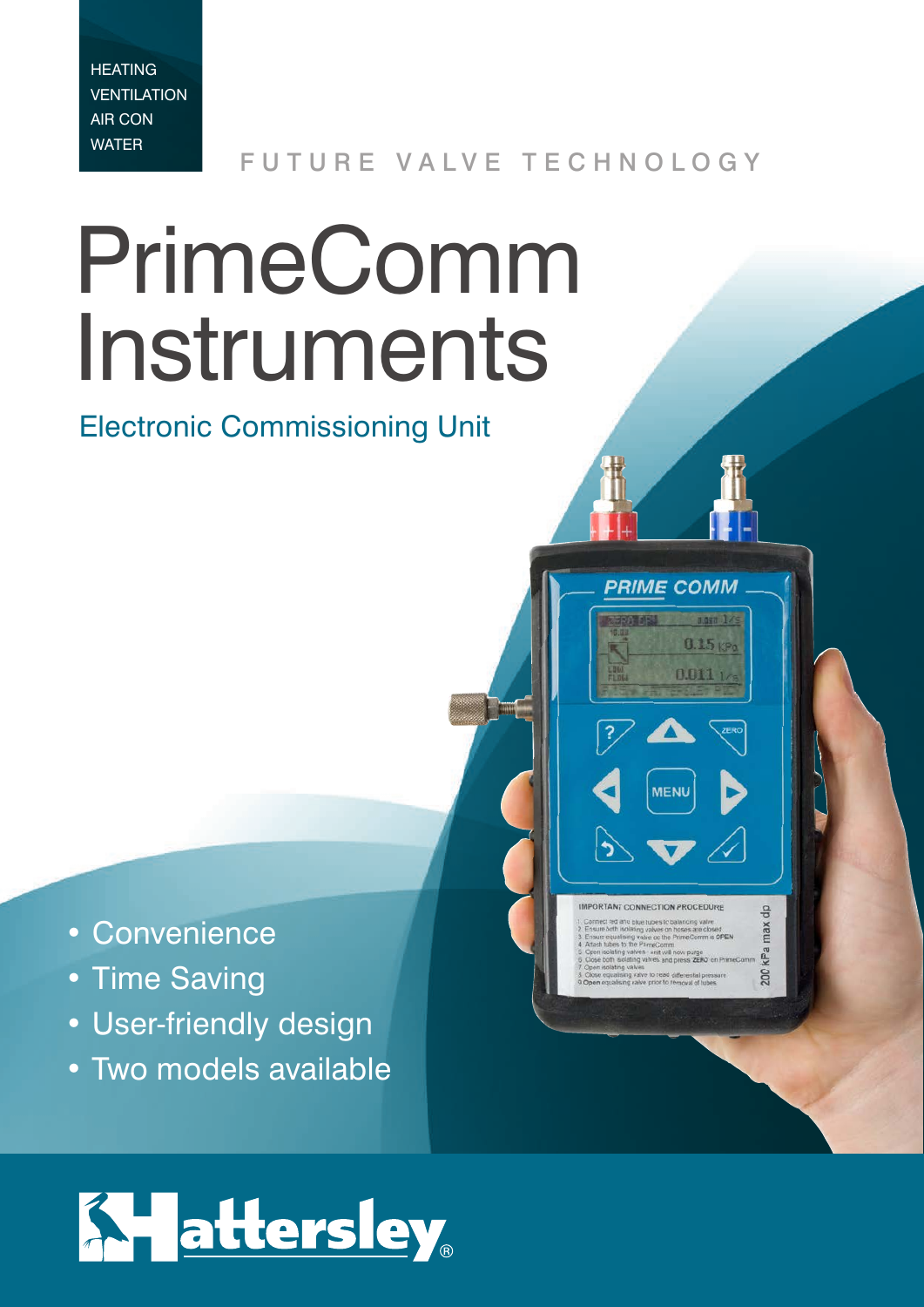HEATING
VENTILATION
AIR CON
WATER

FUTURE VALVE TECHNOLOGY

# PrimeComm Instruments

## Electronic Commissioning Unit

- Convenience
- Time Saving
- User-friendly design
- Two models available

Hattersley®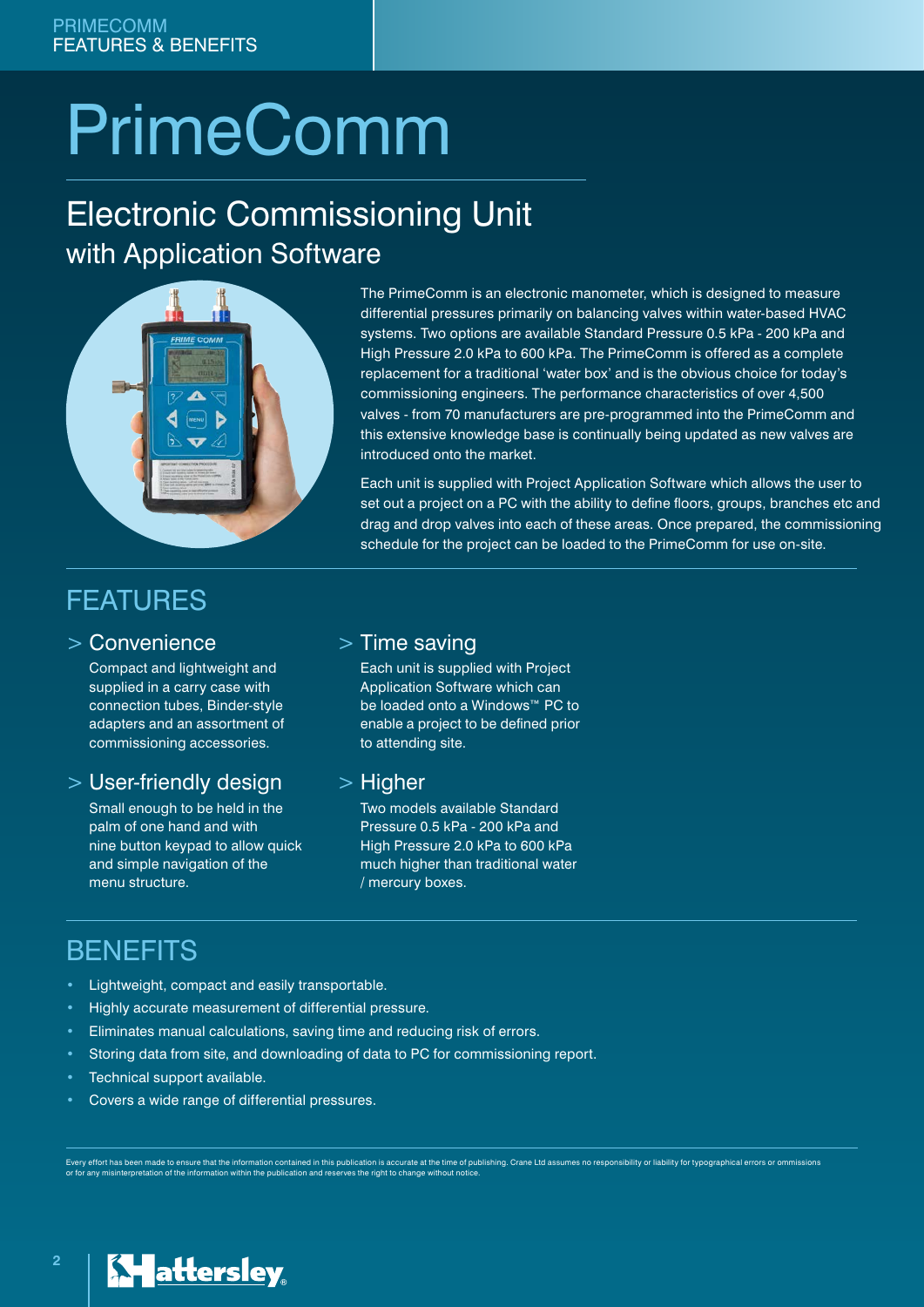# PrimeComm

## Electronic Commissioning Unit
### with Application Software

The PrimeComm is an electronic manometer, which is designed to measure differential pressures primarily on balancing valves within water-based HVAC systems. Two options are available Standard Pressure 0.5 kPa - 200 kPa and High Pressure 2.0 kPa to 600 kPa. The PrimeComm is offered as a complete replacement for a traditional 'water box' and is the obvious choice for today's commissioning engineers. The performance characteristics of over 4,500 valves - from 70 manufacturers are pre-programmed into the PrimeComm and this extensive knowledge base is continually being updated as new valves are introduced onto the market.

Each unit is supplied with Project Application Software which allows the user to set out a project on a PC with the ability to define floors, groups, branches etc and drag and drop valves into each of these areas. Once prepared, the commissioning schedule for the project can be loaded to the PrimeComm for use on-site.

## FEATURES

### > Convenience

Compact and lightweight and supplied in a carry case with connection tubes, Binder-style adapters and an assortment of commissioning accessories.

### > User-friendly design

Small enough to be held in the palm of one hand and with nine button keypad to allow quick and simple navigation of the menu structure.

### > Time saving

Each unit is supplied with Project Application Software which can be loaded onto a Windows™ PC to enable a project to be defined prior to attending site.

### > Higher

Two models available Standard Pressure 0.5 kPa - 200 kPa and High Pressure 2.0 kPa to 600 kPa much higher than traditional water / mercury boxes.

## BENEFITS

- Lightweight, compact and easily transportable.
- Highly accurate measurement of differential pressure.
- Eliminates manual calculations, saving time and reducing risk of errors.
- Storing data from site, and downloading of data to PC for commissioning report.
- Technical support available.
- Covers a wide range of differential pressures.

Every effort has been made to ensure that the information contained in this publication is accurate at the time of publishing. Crane Ltd assumes no responsibility or liability for typographical errors or ommissions or for any misinterpretation of the information within the publication and reserves the right to change without notice.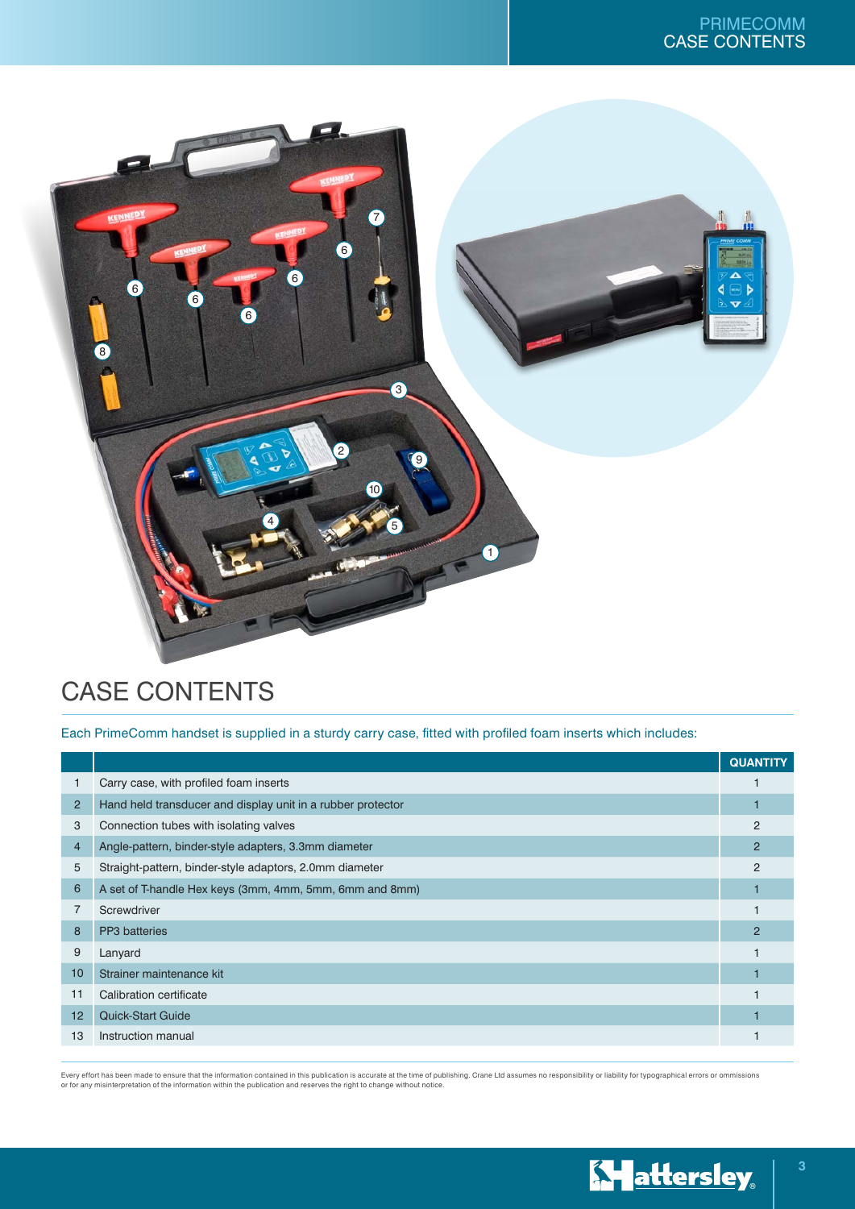# CASE CONTENTS

Each PrimeComm handset is supplied in a sturdy carry case, fitted with profiled foam inserts which includes:

| | | QUANTITY |
|---|---|---|
| 1 | Carry case, with profiled foam inserts | 1 |
| 2 | Hand held transducer and display unit in a rubber protector | 1 |
| 3 | Connection tubes with isolating valves | 2 |
| 4 | Angle-pattern, binder-style adapters, 3.3mm diameter | 2 |
| 5 | Straight-pattern, binder-style adaptors, 2.0mm diameter | 2 |
| 6 | A set of T-handle Hex keys (3mm, 4mm, 5mm, 6mm and 8mm) | 1 |
| 7 | Screwdriver | 1 |
| 8 | PP3 batteries | 2 |
| 9 | Lanyard | 1 |
| 10 | Strainer maintenance kit | 1 |
| 11 | Calibration certificate | 1 |
| 12 | Quick-Start Guide | 1 |
| 13 | Instruction manual | 1 |

Every effort has been made to ensure that the information contained in this publication is accurate at the time of publishing. Crane Ltd assumes no responsibility or liability for typographical errors or ommissions or for any misinterpretation of the information within the publication and reserves the right to change without notice.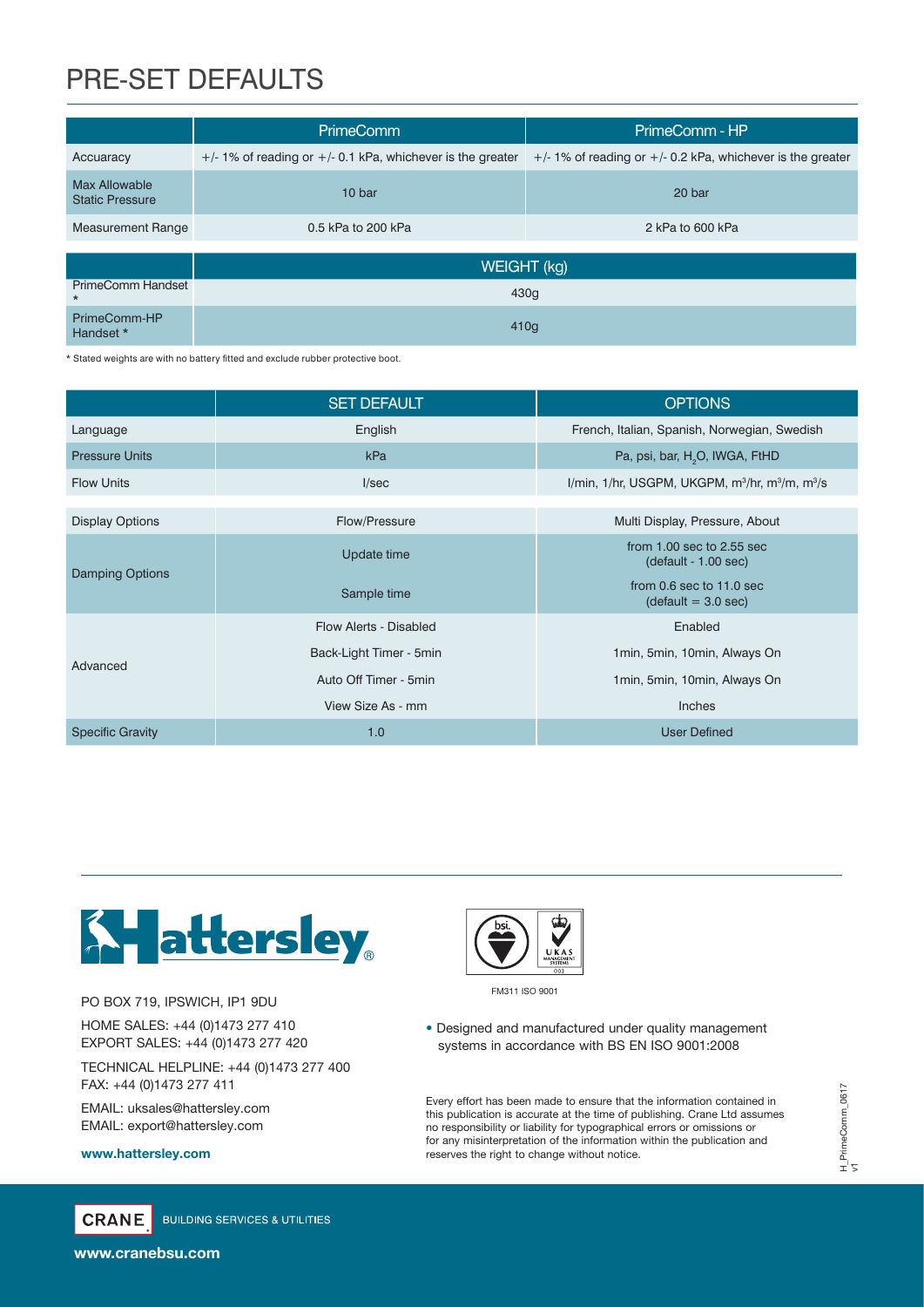# PRE-SET DEFAULTS

| | PrimeComm | PrimeComm - HP |
|---|---|---|
| Accuaracy | +/- 1% of reading or +/- 0.1 kPa, whichever is the greater | +/- 1% of reading or +/- 0.2 kPa, whichever is the greater |
| Max Allowable Static Pressure | 10 bar | 20 bar |
| Measurement Range | 0.5 kPa to 200 kPa | 2 kPa to 600 kPa |

| | WEIGHT (kg) |
|---|---|
| PrimeComm Handset * | 430g |
| PrimeComm-HP Handset * | 410g |

* Stated weights are with no battery fitted and exclude rubber protective boot.

| | SET DEFAULT | OPTIONS |
|---|---|---|
| Language | English | French, Italian, Spanish, Norwegian, Swedish |
| Pressure Units | kPa | Pa, psi, bar, $H_2O$, IWGA, FtHD |
| Flow Units | l/sec | l/min, 1/hr, USGPM, UKGPM, $m^3$/hr, $m^3$/m, $m^3$/s |
| Display Options | Flow/Pressure | Multi Display, Pressure, About |
| Damping Options | Update time | from 1.00 sec to 2.55 sec (default - 1.00 sec) |
| | Sample time | from 0.6 sec to 11.0 sec (default = 3.0 sec) |
| Advanced | Flow Alerts - Disabled | Enabled |
| | Back-Light Timer - 5min | 1min, 5min, 10min, Always On |
| | Auto Off Timer - 5min | 1min, 5min, 10min, Always On |
| | View Size As - mm | Inches |
| Specific Gravity | 1.0 | User Defined |

PO BOX 719, IPSWICH, IP1 9DU

HOME SALES: +44 (0)1473 277 410
EXPORT SALES: +44 (0)1473 277 420

TECHNICAL HELPLINE: +44 (0)1473 277 400
FAX: +44 (0)1473 277 411

EMAIL: uksales@hattersley.com
EMAIL: export@hattersley.com

**www.hattersley.com**

FM311 ISO 9001

- Designed and manufactured under quality management systems in accordance with BS EN ISO 9001:2008

Every effort has been made to ensure that the information contained in this publication is accurate at the time of publishing. Crane Ltd assumes no responsibility or liability for typographical errors or omissions or for any misinterpretation of the information within the publication and reserves the right to change without notice.

H_PrimeComm_0617 v1

CRANE BUILDING SERVICES & UTILITIES

**www.cranebsu.com**